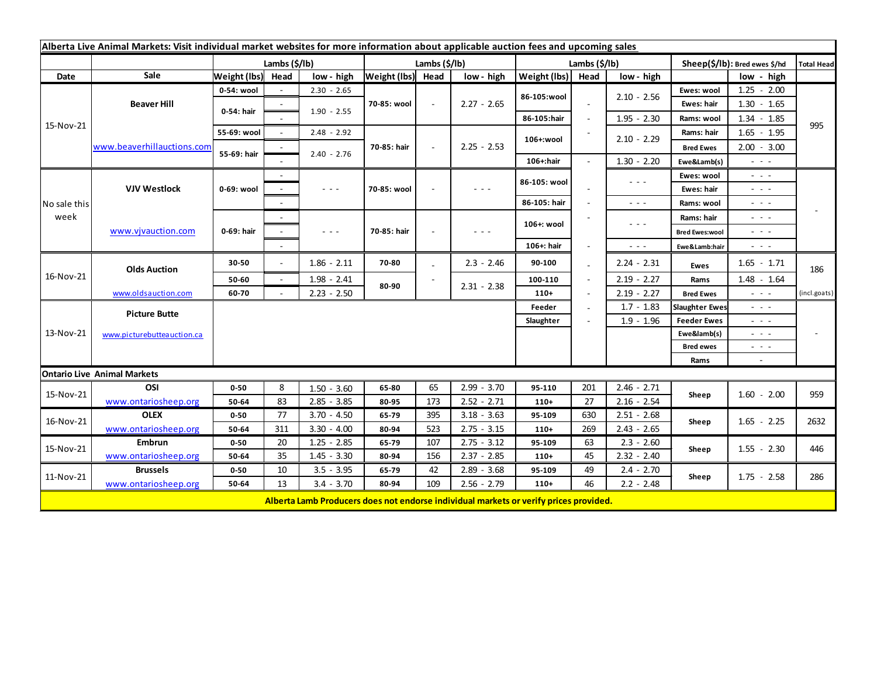**Alberta Live Animal Markets: Visit individual market websites for more information about applicable auction fees and upcoming sales**

| Date | Sale | Lambs ($/lb) | | | Lambs ($/lb) | | | Lambs ($/lb) | | | Sheep($/lb): Bred ewes $/hd | | Total Head |
|---|---|---|---|---|---|---|---|---|---|---|---|---|---|
| | | Weight (lbs) | Head | low - high | Weight (lbs) | Head | low - high | Weight (lbs) | Head | low - high | | low - high | |
| 15-Nov-21 | Beaver Hill | 0-54: wool | - | 2.30 - 2.65 | 70-85: wool | - | 2.27 - 2.65 | 86-105:wool | - | 2.10 - 2.56 | Ewes: wool | 1.25 - 2.00 | 995 |
| | | 0-54: hair | - | 1.90 - 2.55 | | | | | | | Ewes: hair | 1.30 - 1.65 | |
| | | | - | | | | | 86-105:hair | - | 1.95 - 2.30 | Rams: wool | 1.34 - 1.85 | |
| | | 55-69: wool | - | 2.48 - 2.92 | 70-85: hair | - | 2.25 - 2.53 | 106+:wool | - | 2.10 - 2.29 | Rams: hair | 1.65 - 1.95 | |
| | www.beaverhillauctions.com | 55-69: hair | - | 2.40 - 2.76 | | | | | | | Bred Ewes | 2.00 - 3.00 | |
| | | | - | | | | | 106+:hair | - | 1.30 - 2.20 | Ewe&Lamb(s) | - - - | |
| No sale this week | VJV Westlock | 0-69: wool | - | - - - | 70-85: wool | - | - - - | 86-105: wool | - | - - - | Ewes: wool | - - - | - |
| | | | - | | | | | | | | Ewes: hair | - - - | |
| | | | - | | | | | 86-105: hair | - | - - - | Rams: wool | - - - | |
| | www.vjvauction.com | 0-69: hair | - | - - - | 70-85: hair | - | - - - | 106+: wool | - | - - - | Rams: hair | - - - | |
| | | | - | | | | | | | | Bred Ewes:wool | - - - | |
| | | | - | | | | | 106+: hair | - | - - - | Ewe&Lamb:hair | - - - | |
| 16-Nov-21 | Olds Auction | 30-50 | - | 1.86 - 2.11 | 70-80 | - | 2.3 - 2.46 | 90-100 | - | 2.24 - 2.31 | Ewes | 1.65 - 1.71 | 186 |
| | | 50-60 | - | 1.98 - 2.41 | 80-90 | - | 2.31 - 2.38 | 100-110 | - | 2.19 - 2.27 | Rams | 1.48 - 1.64 | |
| | www.oldsauction.com | 60-70 | - | 2.23 - 2.50 | | | | 110+ | - | 2.19 - 2.27 | Bred Ewes | - - - | (incl.goats) |
| 13-Nov-21 | Picture Butte | | | | | | | Feeder | - | 1.7 - 1.83 | Slaughter Ewes | - - - | - |
| | | | | | | | | Slaughter | - | 1.9 - 1.96 | Feeder Ewes | - - - | |
| | www.picturebutteauction.ca | | | | | | | | | | Ewe&lamb(s) | - - - | |
| | | | | | | | | | | | Bred ewes | - - - | |
| | | | | | | | | | | | Rams | - | |

**Ontario Live Animal Markets**

| Date | Sale | Weight (lbs) | Head | low - high | Weight (lbs) | Head | low - high | Weight (lbs) | Head | low - high | | low - high | Total Head |
|---|---|---|---|---|---|---|---|---|---|---|---|---|---|
| 15-Nov-21 | OSI | 0-50 | 8 | 1.50 - 3.60 | 65-80 | 65 | 2.99 - 3.70 | 95-110 | 201 | 2.46 - 2.71 | Sheep | 1.60 - 2.00 | 959 |
| | www.ontariosheep.org | 50-64 | 83 | 2.85 - 3.85 | 80-95 | 173 | 2.52 - 2.71 | 110+ | 27 | 2.16 - 2.54 | | | |
| 16-Nov-21 | OLEX | 0-50 | 77 | 3.70 - 4.50 | 65-79 | 395 | 3.18 - 3.63 | 95-109 | 630 | 2.51 - 2.68 | Sheep | 1.65 - 2.25 | 2632 |
| | www.ontariosheep.org | 50-64 | 311 | 3.30 - 4.00 | 80-94 | 523 | 2.75 - 3.15 | 110+ | 269 | 2.43 - 2.65 | | | |
| 15-Nov-21 | Embrun | 0-50 | 20 | 1.25 - 2.85 | 65-79 | 107 | 2.75 - 3.12 | 95-109 | 63 | 2.3 - 2.60 | Sheep | 1.55 - 2.30 | 446 |
| | www.ontariosheep.org | 50-64 | 35 | 1.45 - 3.30 | 80-94 | 156 | 2.37 - 2.85 | 110+ | 45 | 2.32 - 2.40 | | | |
| 11-Nov-21 | Brussels | 0-50 | 10 | 3.5 - 3.95 | 65-79 | 42 | 2.89 - 3.68 | 95-109 | 49 | 2.4 - 2.70 | Sheep | 1.75 - 2.58 | 286 |
| | www.ontariosheep.org | 50-64 | 13 | 3.4 - 3.70 | 80-94 | 109 | 2.56 - 2.79 | 110+ | 46 | 2.2 - 2.48 | | | |

**Alberta Lamb Producers does not endorse individual markets or verify prices provided.**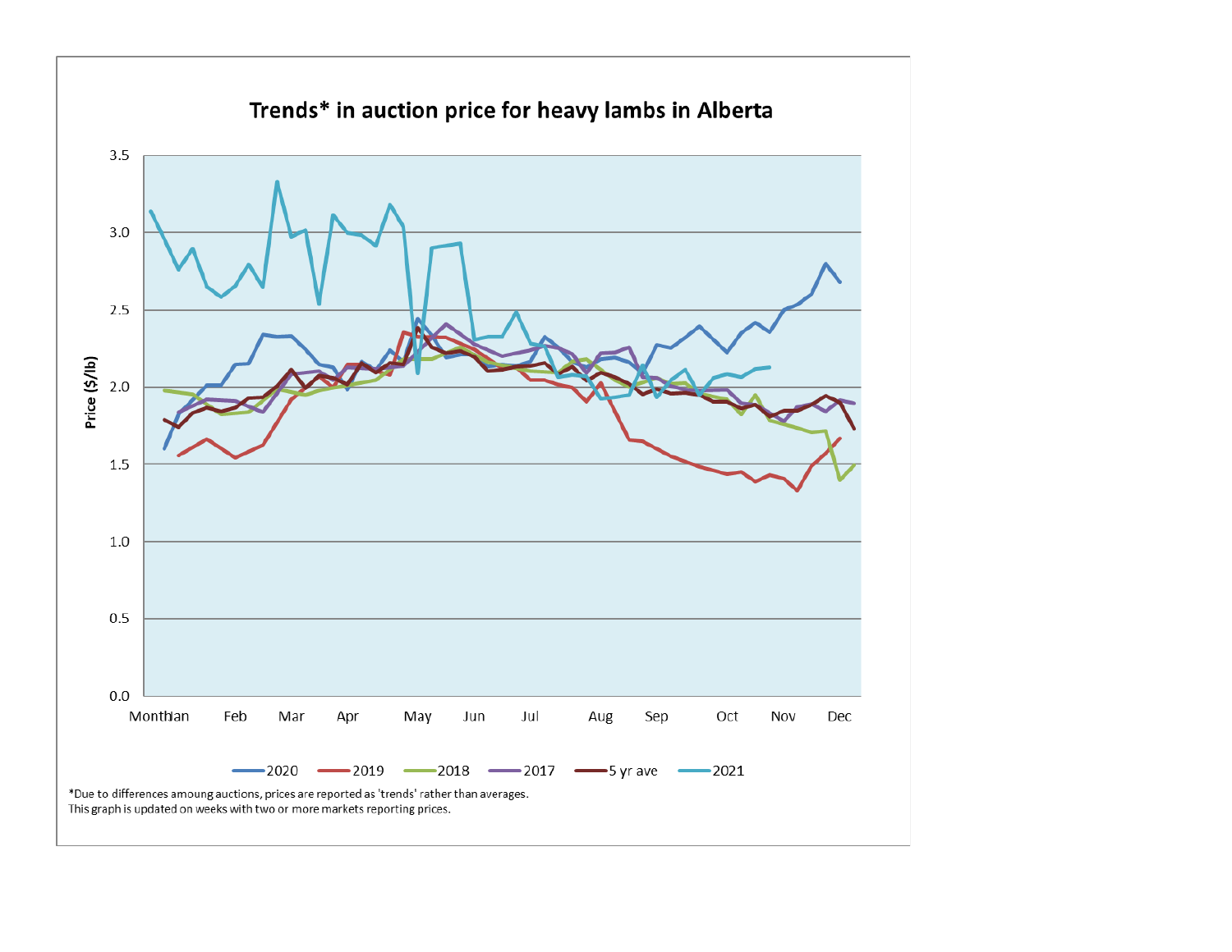## Trends* in auction price for heavy lambs in Alberta

Price ($/lb)

3.5
3.0
2.5
2.0
1.5
1.0
0.5
0.0

Month Jan Feb Mar Apr May Jun Jul Aug Sep Oct Nov Dec

2020 2019 2018 2017 5 yr ave 2021

*Due to differences amoung auctions, prices are reported as 'trends' rather than averages.
This graph is updated on weeks with two or more markets reporting prices.